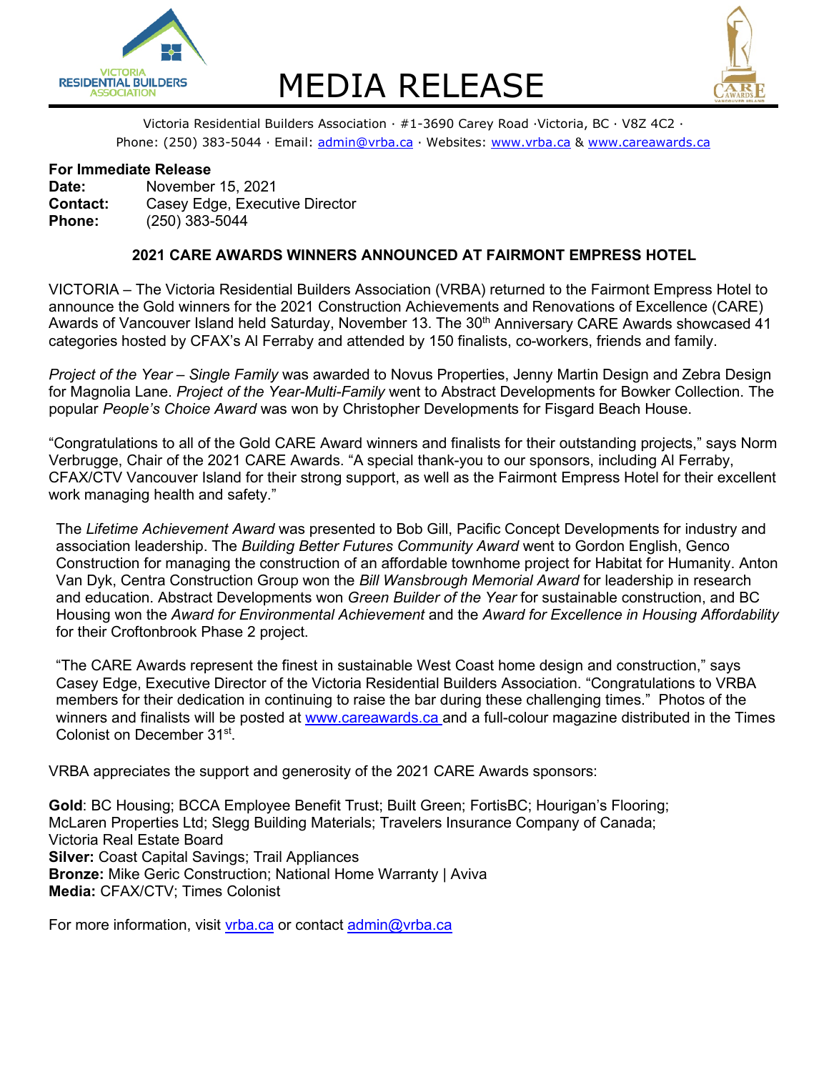# MEDIA RELEASE

Victoria Residential Builders Association · #1-3690 Carey Road ·Victoria, BC · V8Z 4C2 ·
Phone: (250) 383-5044 · Email: admin@vrba.ca · Websites: www.vrba.ca & www.careawards.ca

**For Immediate Release**
**Date:** November 15, 2021
**Contact:** Casey Edge, Executive Director
**Phone:** (250) 383-5044

## 2021 CARE AWARDS WINNERS ANNOUNCED AT FAIRMONT EMPRESS HOTEL

VICTORIA – The Victoria Residential Builders Association (VRBA) returned to the Fairmont Empress Hotel to announce the Gold winners for the 2021 Construction Achievements and Renovations of Excellence (CARE) Awards of Vancouver Island held Saturday, November 13. The 30th Anniversary CARE Awards showcased 41 categories hosted by CFAX's Al Ferraby and attended by 150 finalists, co-workers, friends and family.

*Project of the Year – Single Family* was awarded to Novus Properties, Jenny Martin Design and Zebra Design for Magnolia Lane. *Project of the Year-Multi-Family* went to Abstract Developments for Bowker Collection. The popular *People's Choice Award* was won by Christopher Developments for Fisgard Beach House.

"Congratulations to all of the Gold CARE Award winners and finalists for their outstanding projects," says Norm Verbrugge, Chair of the 2021 CARE Awards. "A special thank-you to our sponsors, including Al Ferraby, CFAX/CTV Vancouver Island for their strong support, as well as the Fairmont Empress Hotel for their excellent work managing health and safety."

The *Lifetime Achievement Award* was presented to Bob Gill, Pacific Concept Developments for industry and association leadership. The *Building Better Futures Community Award* went to Gordon English, Genco Construction for managing the construction of an affordable townhome project for Habitat for Humanity. Anton Van Dyk, Centra Construction Group won the *Bill Wansbrough Memorial Award* for leadership in research and education. Abstract Developments won *Green Builder of the Year* for sustainable construction, and BC Housing won the *Award for Environmental Achievement* and the *Award for Excellence in Housing Affordability* for their Croftonbrook Phase 2 project.

"The CARE Awards represent the finest in sustainable West Coast home design and construction," says Casey Edge, Executive Director of the Victoria Residential Builders Association. "Congratulations to VRBA members for their dedication in continuing to raise the bar during these challenging times." Photos of the winners and finalists will be posted at www.careawards.ca and a full-colour magazine distributed in the Times Colonist on December 31st.

VRBA appreciates the support and generosity of the 2021 CARE Awards sponsors:

**Gold**: BC Housing; BCCA Employee Benefit Trust; Built Green; FortisBC; Hourigan's Flooring; McLaren Properties Ltd; Slegg Building Materials; Travelers Insurance Company of Canada; Victoria Real Estate Board
**Silver:** Coast Capital Savings; Trail Appliances
**Bronze:** Mike Geric Construction; National Home Warranty | Aviva
**Media:** CFAX/CTV; Times Colonist

For more information, visit vrba.ca or contact admin@vrba.ca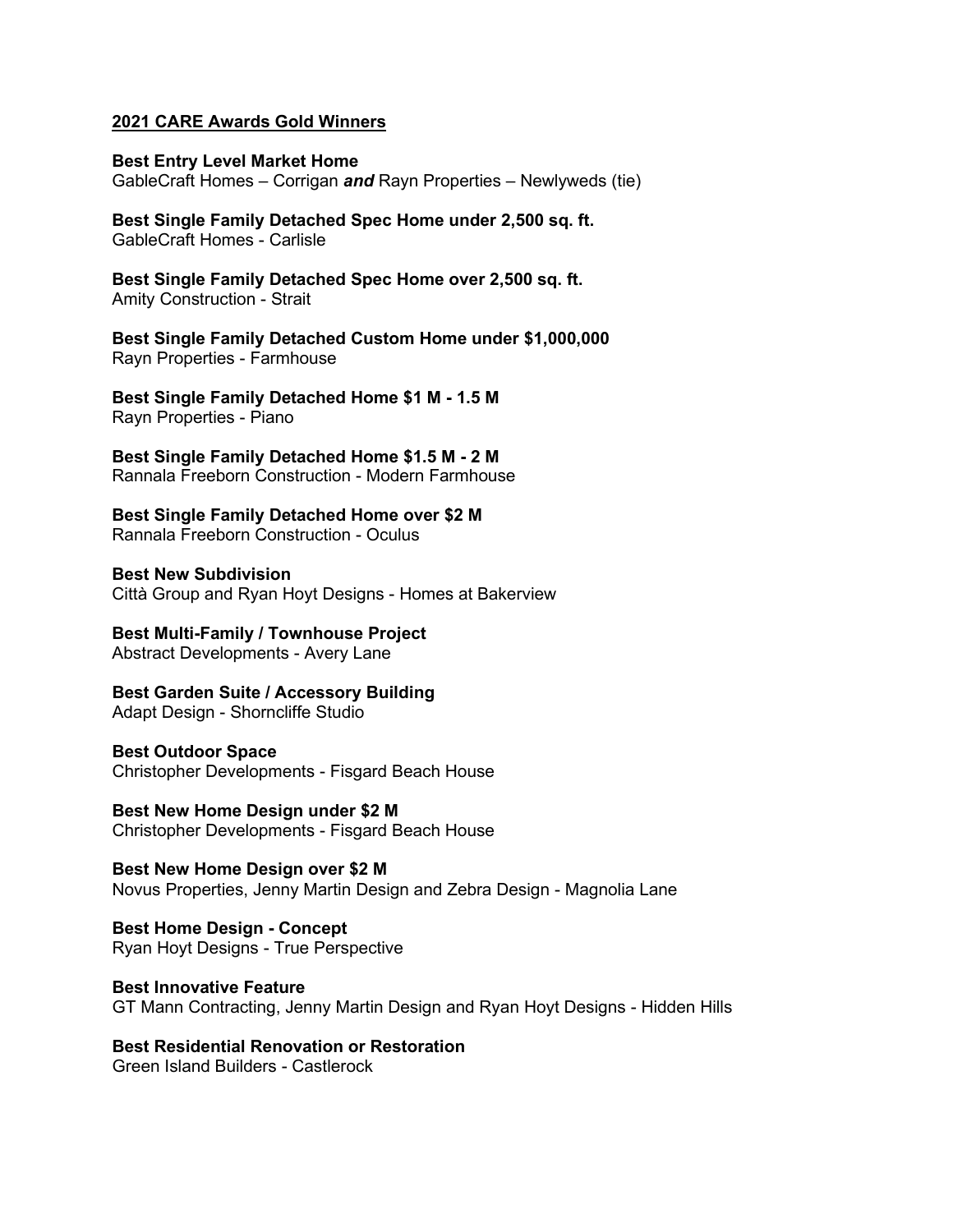**2021 CARE Awards Gold Winners**

**Best Entry Level Market Home**
GableCraft Homes – Corrigan ***and*** Rayn Properties – Newlyweds (tie)

**Best Single Family Detached Spec Home under 2,500 sq. ft.**
GableCraft Homes - Carlisle

**Best Single Family Detached Spec Home over 2,500 sq. ft.**
Amity Construction - Strait

**Best Single Family Detached Custom Home under $1,000,000**
Rayn Properties - Farmhouse

**Best Single Family Detached Home $1 M - 1.5 M**
Rayn Properties - Piano

**Best Single Family Detached Home $1.5 M - 2 M**
Rannala Freeborn Construction - Modern Farmhouse

**Best Single Family Detached Home over $2 M**
Rannala Freeborn Construction - Oculus

**Best New Subdivision**
Città Group and Ryan Hoyt Designs - Homes at Bakerview

**Best Multi-Family / Townhouse Project**
Abstract Developments - Avery Lane

**Best Garden Suite / Accessory Building**
Adapt Design - Shorncliffe Studio

**Best Outdoor Space**
Christopher Developments - Fisgard Beach House

**Best New Home Design under $2 M**
Christopher Developments - Fisgard Beach House

**Best New Home Design over $2 M**
Novus Properties, Jenny Martin Design and Zebra Design - Magnolia Lane

**Best Home Design - Concept**
Ryan Hoyt Designs - True Perspective

**Best Innovative Feature**
GT Mann Contracting, Jenny Martin Design and Ryan Hoyt Designs - Hidden Hills

**Best Residential Renovation or Restoration**
Green Island Builders - Castlerock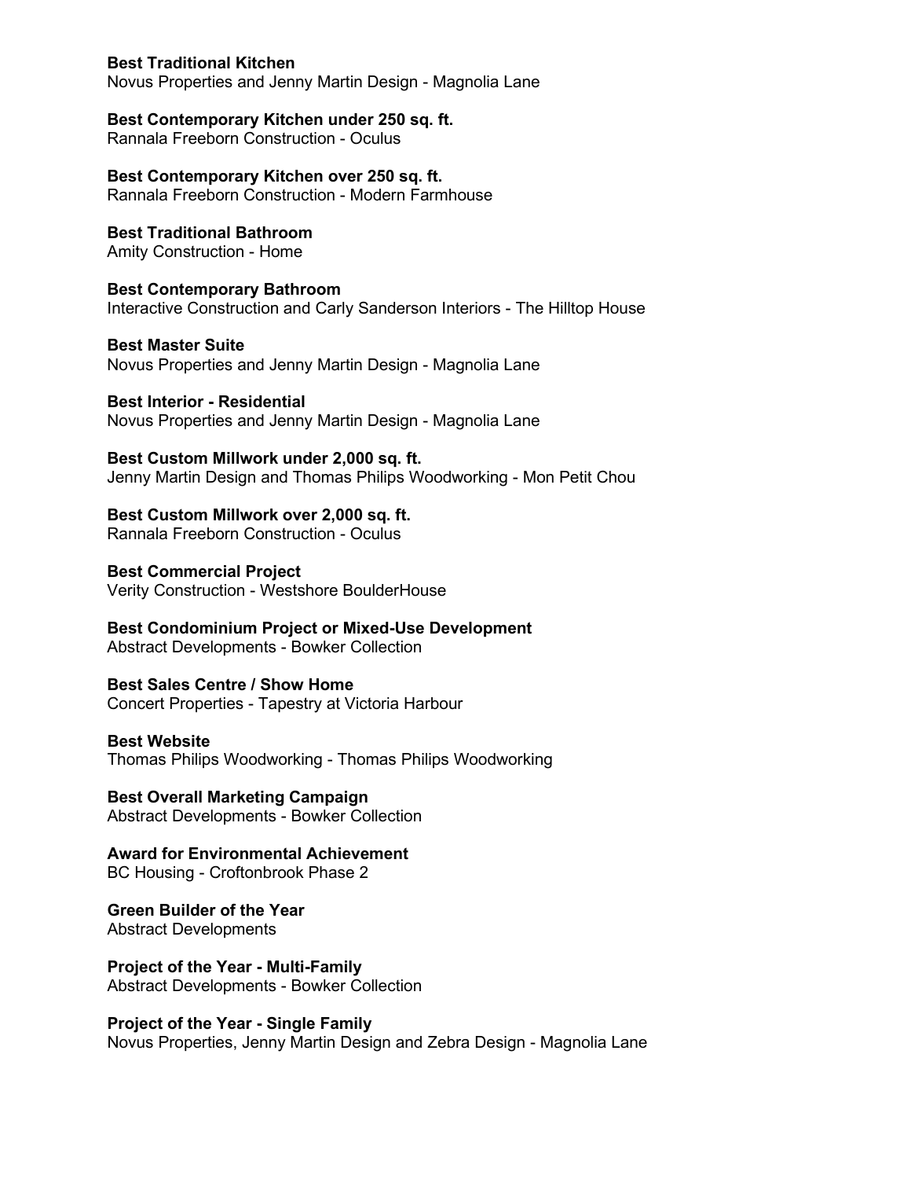**Best Traditional Kitchen**
Novus Properties and Jenny Martin Design - Magnolia Lane

**Best Contemporary Kitchen under 250 sq. ft.**
Rannala Freeborn Construction - Oculus

**Best Contemporary Kitchen over 250 sq. ft.**
Rannala Freeborn Construction - Modern Farmhouse

**Best Traditional Bathroom**
Amity Construction - Home

**Best Contemporary Bathroom**
Interactive Construction and Carly Sanderson Interiors - The Hilltop House

**Best Master Suite**
Novus Properties and Jenny Martin Design - Magnolia Lane

**Best Interior - Residential**
Novus Properties and Jenny Martin Design - Magnolia Lane

**Best Custom Millwork under 2,000 sq. ft.**
Jenny Martin Design and Thomas Philips Woodworking - Mon Petit Chou

**Best Custom Millwork over 2,000 sq. ft.**
Rannala Freeborn Construction - Oculus

**Best Commercial Project**
Verity Construction - Westshore BoulderHouse

**Best Condominium Project or Mixed-Use Development**
Abstract Developments - Bowker Collection

**Best Sales Centre / Show Home**
Concert Properties - Tapestry at Victoria Harbour

**Best Website**
Thomas Philips Woodworking - Thomas Philips Woodworking

**Best Overall Marketing Campaign**
Abstract Developments - Bowker Collection

**Award for Environmental Achievement**
BC Housing - Croftonbrook Phase 2

**Green Builder of the Year**
Abstract Developments

**Project of the Year - Multi-Family**
Abstract Developments - Bowker Collection

**Project of the Year - Single Family**
Novus Properties, Jenny Martin Design and Zebra Design - Magnolia Lane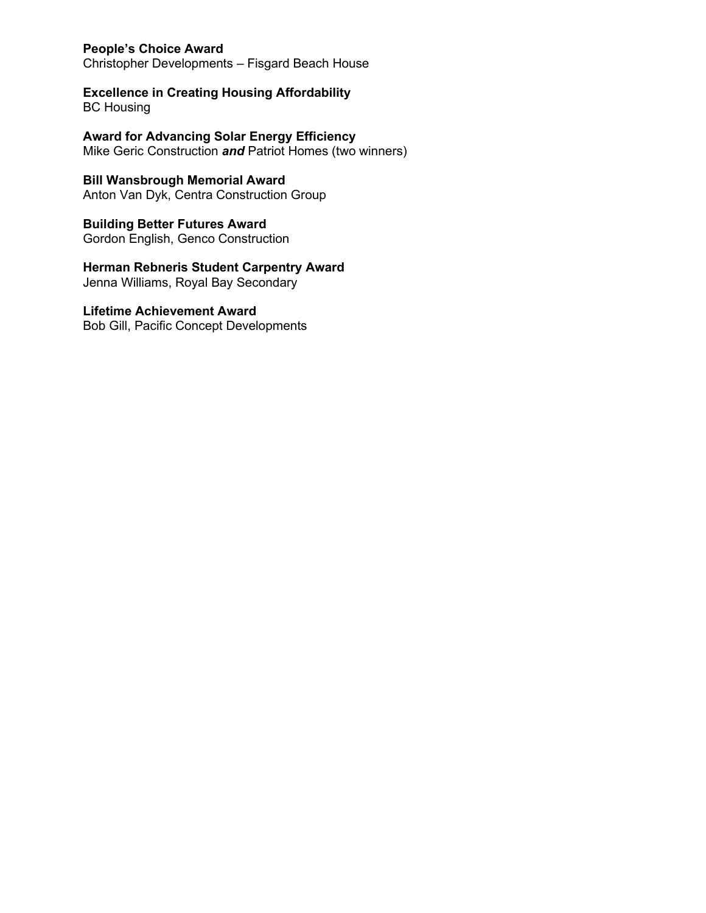**People's Choice Award**
Christopher Developments – Fisgard Beach House

**Excellence in Creating Housing Affordability**
BC Housing

**Award for Advancing Solar Energy Efficiency**
Mike Geric Construction ***and*** Patriot Homes (two winners)

**Bill Wansbrough Memorial Award**
Anton Van Dyk, Centra Construction Group

**Building Better Futures Award**
Gordon English, Genco Construction

**Herman Rebneris Student Carpentry Award**
Jenna Williams, Royal Bay Secondary

**Lifetime Achievement Award**
Bob Gill, Pacific Concept Developments